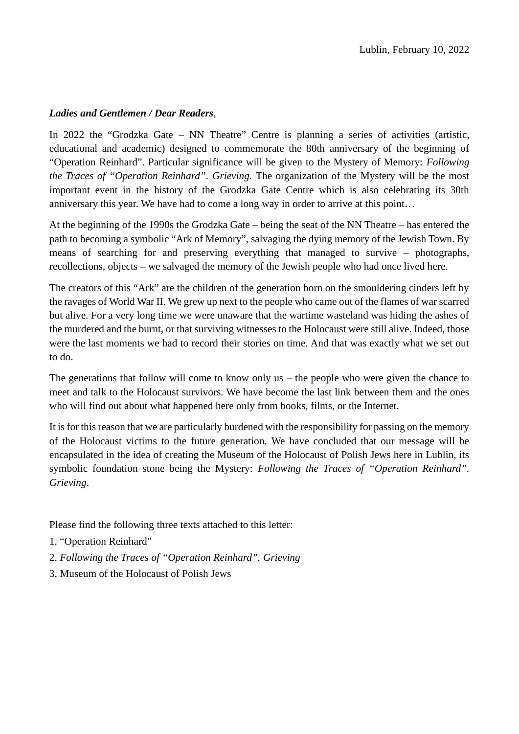Lublin, February 10, 2022

***Ladies and Gentlemen / Dear Readers***,

In 2022 the "Grodzka Gate – NN Theatre" Centre is planning a series of activities (artistic, educational and academic) designed to commemorate the 80th anniversary of the beginning of "Operation Reinhard". Particular significance will be given to the Mystery of Memory: *Following the Traces of "Operation Reinhard". Grieving.* The organization of the Mystery will be the most important event in the history of the Grodzka Gate Centre which is also celebrating its 30th anniversary this year. We have had to come a long way in order to arrive at this point…

At the beginning of the 1990s the Grodzka Gate – being the seat of the NN Theatre – has entered the path to becoming a symbolic "Ark of Memory", salvaging the dying memory of the Jewish Town. By means of searching for and preserving everything that managed to survive – photographs, recollections, objects – we salvaged the memory of the Jewish people who had once lived here.

The creators of this "Ark" are the children of the generation born on the smouldering cinders left by the ravages of World War II. We grew up next to the people who came out of the flames of war scarred but alive. For a very long time we were unaware that the wartime wasteland was hiding the ashes of the murdered and the burnt, or that surviving witnesses to the Holocaust were still alive. Indeed, those were the last moments we had to record their stories on time. And that was exactly what we set out to do.

The generations that follow will come to know only us – the people who were given the chance to meet and talk to the Holocaust survivors. We have become the last link between them and the ones who will find out about what happened here only from books, films, or the Internet.

It is for this reason that we are particularly burdened with the responsibility for passing on the memory of the Holocaust victims to the future generation. We have concluded that our message will be encapsulated in the idea of creating the Museum of the Holocaust of Polish Jews here in Lublin, its symbolic foundation stone being the Mystery: *Following the Traces of "Operation Reinhard". Grieving*.

Please find the following three texts attached to this letter:

1. "Operation Reinhard"
2. *Following the Traces of "Operation Reinhard". Grieving*
3. Museum of the Holocaust of Polish Jews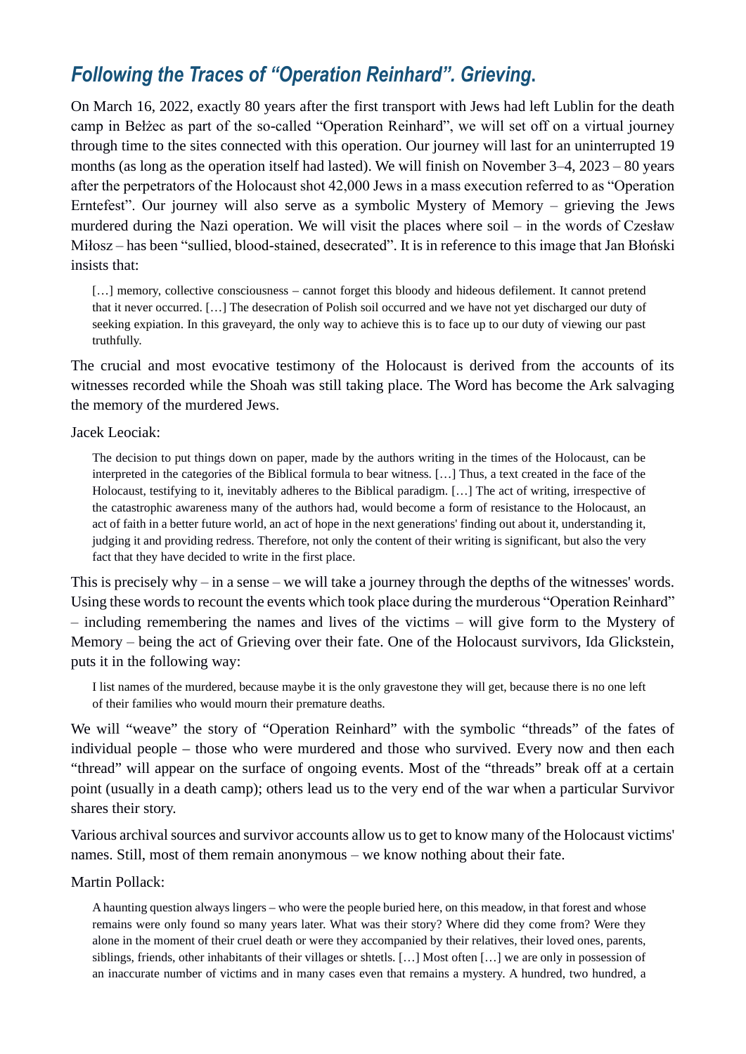## *Following the Traces of “Operation Reinhard”. Grieving.*

On March 16, 2022, exactly 80 years after the first transport with Jews had left Lublin for the death camp in Bełżec as part of the so-called “Operation Reinhard”, we will set off on a virtual journey through time to the sites connected with this operation. Our journey will last for an uninterrupted 19 months (as long as the operation itself had lasted). We will finish on November 3–4, 2023 – 80 years after the perpetrators of the Holocaust shot 42,000 Jews in a mass execution referred to as “Operation Erntefest”. Our journey will also serve as a symbolic Mystery of Memory – grieving the Jews murdered during the Nazi operation. We will visit the places where soil – in the words of Czesław Miłosz – has been “sullied, blood-stained, desecrated”. It is in reference to this image that Jan Błoński insists that:

> […] memory, collective consciousness – cannot forget this bloody and hideous defilement. It cannot pretend that it never occurred. […] The desecration of Polish soil occurred and we have not yet discharged our duty of seeking expiation. In this graveyard, the only way to achieve this is to face up to our duty of viewing our past truthfully.

The crucial and most evocative testimony of the Holocaust is derived from the accounts of its witnesses recorded while the Shoah was still taking place. The Word has become the Ark salvaging the memory of the murdered Jews.

Jacek Leociak:

> The decision to put things down on paper, made by the authors writing in the times of the Holocaust, can be interpreted in the categories of the Biblical formula to bear witness. […] Thus, a text created in the face of the Holocaust, testifying to it, inevitably adheres to the Biblical paradigm. […] The act of writing, irrespective of the catastrophic awareness many of the authors had, would become a form of resistance to the Holocaust, an act of faith in a better future world, an act of hope in the next generations' finding out about it, understanding it, judging it and providing redress. Therefore, not only the content of their writing is significant, but also the very fact that they have decided to write in the first place.

This is precisely why – in a sense – we will take a journey through the depths of the witnesses' words. Using these words to recount the events which took place during the murderous “Operation Reinhard” – including remembering the names and lives of the victims – will give form to the Mystery of Memory – being the act of Grieving over their fate. One of the Holocaust survivors, Ida Glickstein, puts it in the following way:

> I list names of the murdered, because maybe it is the only gravestone they will get, because there is no one left of their families who would mourn their premature deaths.

We will “weave” the story of “Operation Reinhard” with the symbolic “threads” of the fates of individual people – those who were murdered and those who survived. Every now and then each “thread” will appear on the surface of ongoing events. Most of the “threads” break off at a certain point (usually in a death camp); others lead us to the very end of the war when a particular Survivor shares their story.

Various archival sources and survivor accounts allow us to get to know many of the Holocaust victims' names. Still, most of them remain anonymous – we know nothing about their fate.

Martin Pollack:

> A haunting question always lingers – who were the people buried here, on this meadow, in that forest and whose remains were only found so many years later. What was their story? Where did they come from? Were they alone in the moment of their cruel death or were they accompanied by their relatives, their loved ones, parents, siblings, friends, other inhabitants of their villages or shtetls. […] Most often […] we are only in possession of an inaccurate number of victims and in many cases even that remains a mystery. A hundred, two hundred, a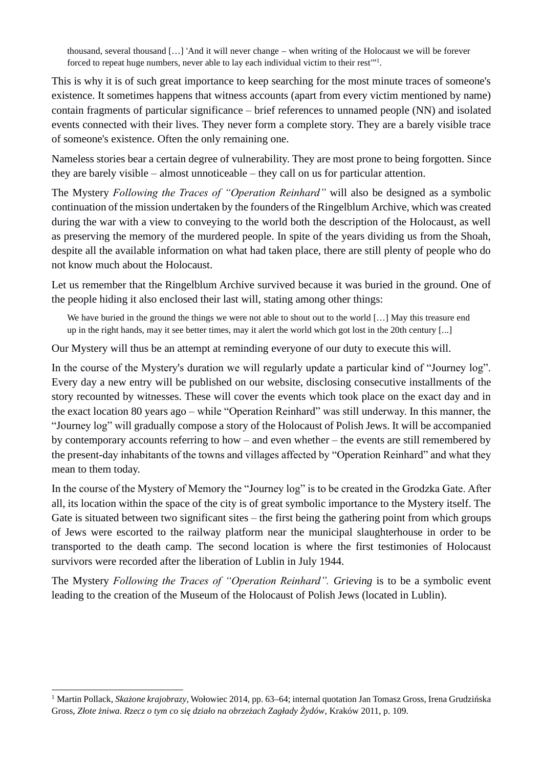> thousand, several thousand […] 'And it will never change – when writing of the Holocaust we will be forever forced to repeat huge numbers, never able to lay each individual victim to their rest'"[1].

This is why it is of such great importance to keep searching for the most minute traces of someone's existence. It sometimes happens that witness accounts (apart from every victim mentioned by name) contain fragments of particular significance – brief references to unnamed people (NN) and isolated events connected with their lives. They never form a complete story. They are a barely visible trace of someone's existence. Often the only remaining one.

Nameless stories bear a certain degree of vulnerability. They are most prone to being forgotten. Since they are barely visible – almost unnoticeable – they call on us for particular attention.

The Mystery *Following the Traces of "Operation Reinhard"* will also be designed as a symbolic continuation of the mission undertaken by the founders of the Ringelblum Archive, which was created during the war with a view to conveying to the world both the description of the Holocaust, as well as preserving the memory of the murdered people. In spite of the years dividing us from the Shoah, despite all the available information on what had taken place, there are still plenty of people who do not know much about the Holocaust.

Let us remember that the Ringelblum Archive survived because it was buried in the ground. One of the people hiding it also enclosed their last will, stating among other things:

> We have buried in the ground the things we were not able to shout out to the world […] May this treasure end up in the right hands, may it see better times, may it alert the world which got lost in the 20th century [...]

Our Mystery will thus be an attempt at reminding everyone of our duty to execute this will.

In the course of the Mystery's duration we will regularly update a particular kind of "Journey log". Every day a new entry will be published on our website, disclosing consecutive installments of the story recounted by witnesses. These will cover the events which took place on the exact day and in the exact location 80 years ago – while "Operation Reinhard" was still underway. In this manner, the "Journey log" will gradually compose a story of the Holocaust of Polish Jews. It will be accompanied by contemporary accounts referring to how – and even whether – the events are still remembered by the present-day inhabitants of the towns and villages affected by "Operation Reinhard" and what they mean to them today.

In the course of the Mystery of Memory the "Journey log" is to be created in the Grodzka Gate. After all, its location within the space of the city is of great symbolic importance to the Mystery itself. The Gate is situated between two significant sites – the first being the gathering point from which groups of Jews were escorted to the railway platform near the municipal slaughterhouse in order to be transported to the death camp. The second location is where the first testimonies of Holocaust survivors were recorded after the liberation of Lublin in July 1944.

The Mystery *Following the Traces of "Operation Reinhard". Grieving* is to be a symbolic event leading to the creation of the Museum of the Holocaust of Polish Jews (located in Lublin).

---

[1] Martin Pollack, *Skażone krajobrazy*, Wołowiec 2014, pp. 63–64; internal quotation Jan Tomasz Gross, Irena Grudzińska Gross, *Złote żniwa. Rzecz o tym co się działo na obrzeżach Zagłady Żydów*, Kraków 2011, p. 109.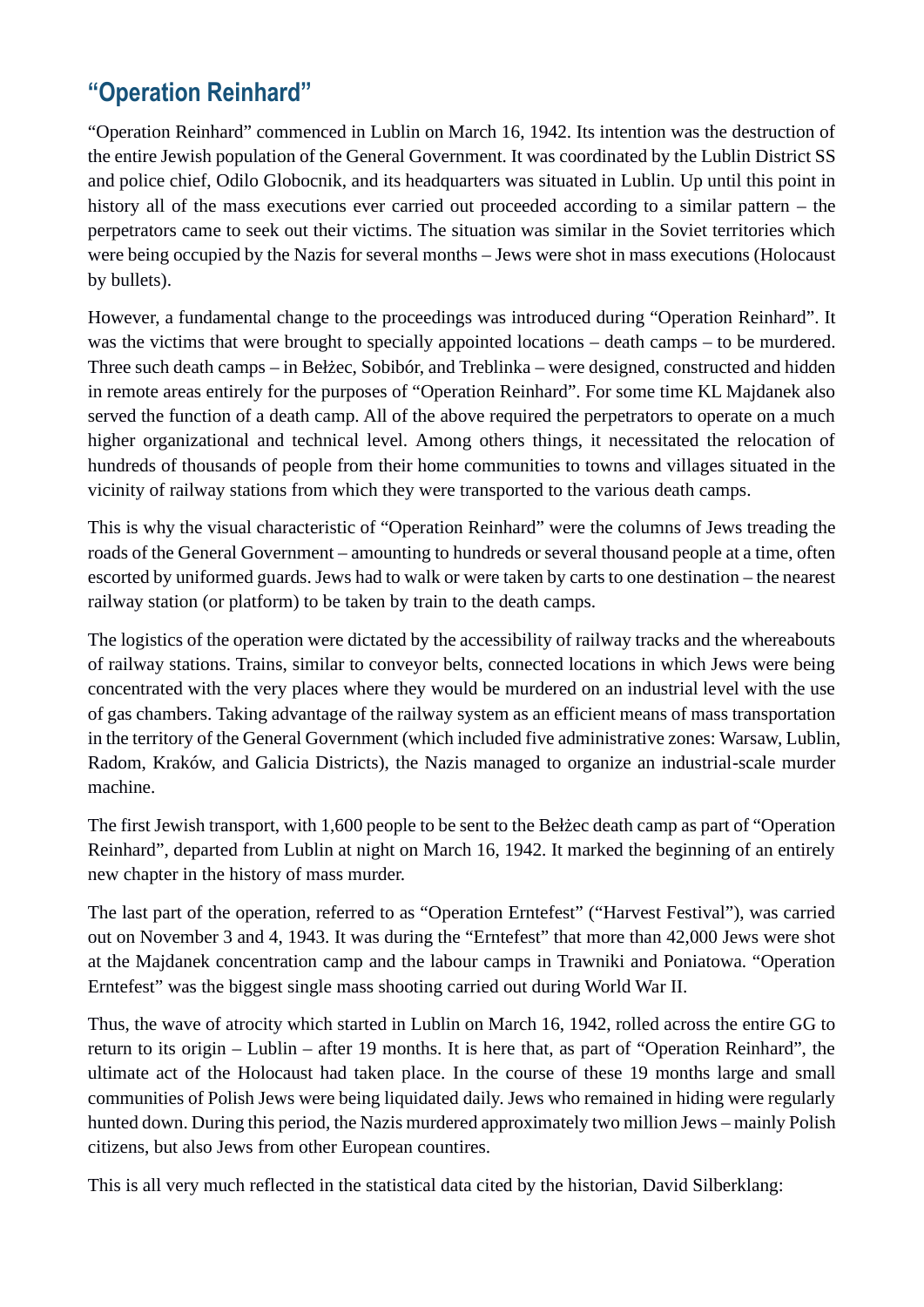## “Operation Reinhard”

“Operation Reinhard” commenced in Lublin on March 16, 1942. Its intention was the destruction of the entire Jewish population of the General Government. It was coordinated by the Lublin District SS and police chief, Odilo Globocnik, and its headquarters was situated in Lublin. Up until this point in history all of the mass executions ever carried out proceeded according to a similar pattern – the perpetrators came to seek out their victims. The situation was similar in the Soviet territories which were being occupied by the Nazis for several months – Jews were shot in mass executions (Holocaust by bullets).

However, a fundamental change to the proceedings was introduced during “Operation Reinhard”. It was the victims that were brought to specially appointed locations – death camps – to be murdered. Three such death camps – in Bełżec, Sobibór, and Treblinka – were designed, constructed and hidden in remote areas entirely for the purposes of “Operation Reinhard”. For some time KL Majdanek also served the function of a death camp. All of the above required the perpetrators to operate on a much higher organizational and technical level. Among others things, it necessitated the relocation of hundreds of thousands of people from their home communities to towns and villages situated in the vicinity of railway stations from which they were transported to the various death camps.

This is why the visual characteristic of “Operation Reinhard” were the columns of Jews treading the roads of the General Government – amounting to hundreds or several thousand people at a time, often escorted by uniformed guards. Jews had to walk or were taken by carts to one destination – the nearest railway station (or platform) to be taken by train to the death camps.

The logistics of the operation were dictated by the accessibility of railway tracks and the whereabouts of railway stations. Trains, similar to conveyor belts, connected locations in which Jews were being concentrated with the very places where they would be murdered on an industrial level with the use of gas chambers. Taking advantage of the railway system as an efficient means of mass transportation in the territory of the General Government (which included five administrative zones: Warsaw, Lublin, Radom, Kraków, and Galicia Districts), the Nazis managed to organize an industrial-scale murder machine.

The first Jewish transport, with 1,600 people to be sent to the Bełżec death camp as part of “Operation Reinhard”, departed from Lublin at night on March 16, 1942. It marked the beginning of an entirely new chapter in the history of mass murder.

The last part of the operation, referred to as “Operation Erntefest” (“Harvest Festival”), was carried out on November 3 and 4, 1943. It was during the “Erntefest” that more than 42,000 Jews were shot at the Majdanek concentration camp and the labour camps in Trawniki and Poniatowa. “Operation Erntefest” was the biggest single mass shooting carried out during World War II.

Thus, the wave of atrocity which started in Lublin on March 16, 1942, rolled across the entire GG to return to its origin – Lublin – after 19 months. It is here that, as part of “Operation Reinhard”, the ultimate act of the Holocaust had taken place. In the course of these 19 months large and small communities of Polish Jews were being liquidated daily. Jews who remained in hiding were regularly hunted down. During this period, the Nazis murdered approximately two million Jews – mainly Polish citizens, but also Jews from other European countires.

This is all very much reflected in the statistical data cited by the historian, David Silberklang: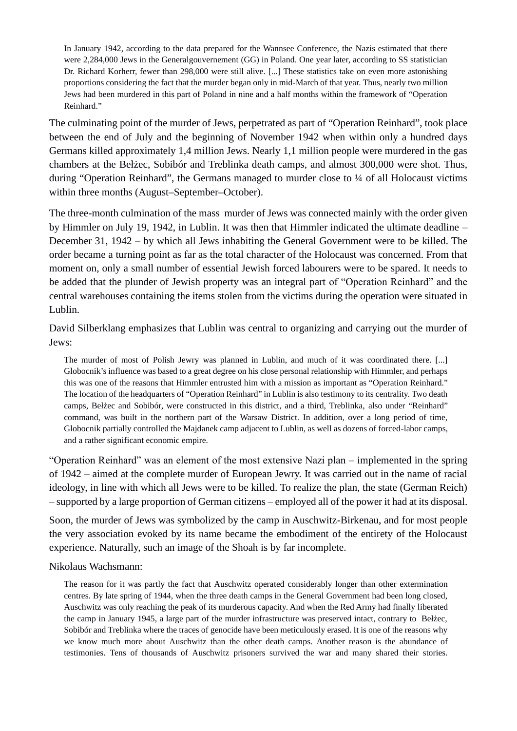> In January 1942, according to the data prepared for the Wannsee Conference, the Nazis estimated that there were 2,284,000 Jews in the Generalgouvernement (GG) in Poland. One year later, according to SS statistician Dr. Richard Korherr, fewer than 298,000 were still alive. [...] These statistics take on even more astonishing proportions considering the fact that the murder began only in mid-March of that year. Thus, nearly two million Jews had been murdered in this part of Poland in nine and a half months within the framework of "Operation Reinhard."

The culminating point of the murder of Jews, perpetrated as part of "Operation Reinhard", took place between the end of July and the beginning of November 1942 when within only a hundred days Germans killed approximately 1,4 million Jews. Nearly 1,1 million people were murdered in the gas chambers at the Bełżec, Sobibór and Treblinka death camps, and almost 300,000 were shot. Thus, during "Operation Reinhard", the Germans managed to murder close to ¼ of all Holocaust victims within three months (August–September–October).

The three-month culmination of the mass murder of Jews was connected mainly with the order given by Himmler on July 19, 1942, in Lublin. It was then that Himmler indicated the ultimate deadline – December 31, 1942 – by which all Jews inhabiting the General Government were to be killed. The order became a turning point as far as the total character of the Holocaust was concerned. From that moment on, only a small number of essential Jewish forced labourers were to be spared. It needs to be added that the plunder of Jewish property was an integral part of "Operation Reinhard" and the central warehouses containing the items stolen from the victims during the operation were situated in Lublin.

David Silberklang emphasizes that Lublin was central to organizing and carrying out the murder of Jews:

> The murder of most of Polish Jewry was planned in Lublin, and much of it was coordinated there. [...] Globocnik's influence was based to a great degree on his close personal relationship with Himmler, and perhaps this was one of the reasons that Himmler entrusted him with a mission as important as "Operation Reinhard." The location of the headquarters of "Operation Reinhard" in Lublin is also testimony to its centrality. Two death camps, Bełżec and Sobibór, were constructed in this district, and a third, Treblinka, also under "Reinhard" command, was built in the northern part of the Warsaw District. In addition, over a long period of time, Globocnik partially controlled the Majdanek camp adjacent to Lublin, as well as dozens of forced-labor camps, and a rather significant economic empire.

"Operation Reinhard" was an element of the most extensive Nazi plan – implemented in the spring of 1942 – aimed at the complete murder of European Jewry. It was carried out in the name of racial ideology, in line with which all Jews were to be killed. To realize the plan, the state (German Reich) – supported by a large proportion of German citizens – employed all of the power it had at its disposal.

Soon, the murder of Jews was symbolized by the camp in Auschwitz-Birkenau, and for most people the very association evoked by its name became the embodiment of the entirety of the Holocaust experience. Naturally, such an image of the Shoah is by far incomplete.

Nikolaus Wachsmann:

> The reason for it was partly the fact that Auschwitz operated considerably longer than other extermination centres. By late spring of 1944, when the three death camps in the General Government had been long closed, Auschwitz was only reaching the peak of its murderous capacity. And when the Red Army had finally liberated the camp in January 1945, a large part of the murder infrastructure was preserved intact, contrary to Bełżec, Sobibór and Treblinka where the traces of genocide have been meticulously erased. It is one of the reasons why we know much more about Auschwitz than the other death camps. Another reason is the abundance of testimonies. Tens of thousands of Auschwitz prisoners survived the war and many shared their stories.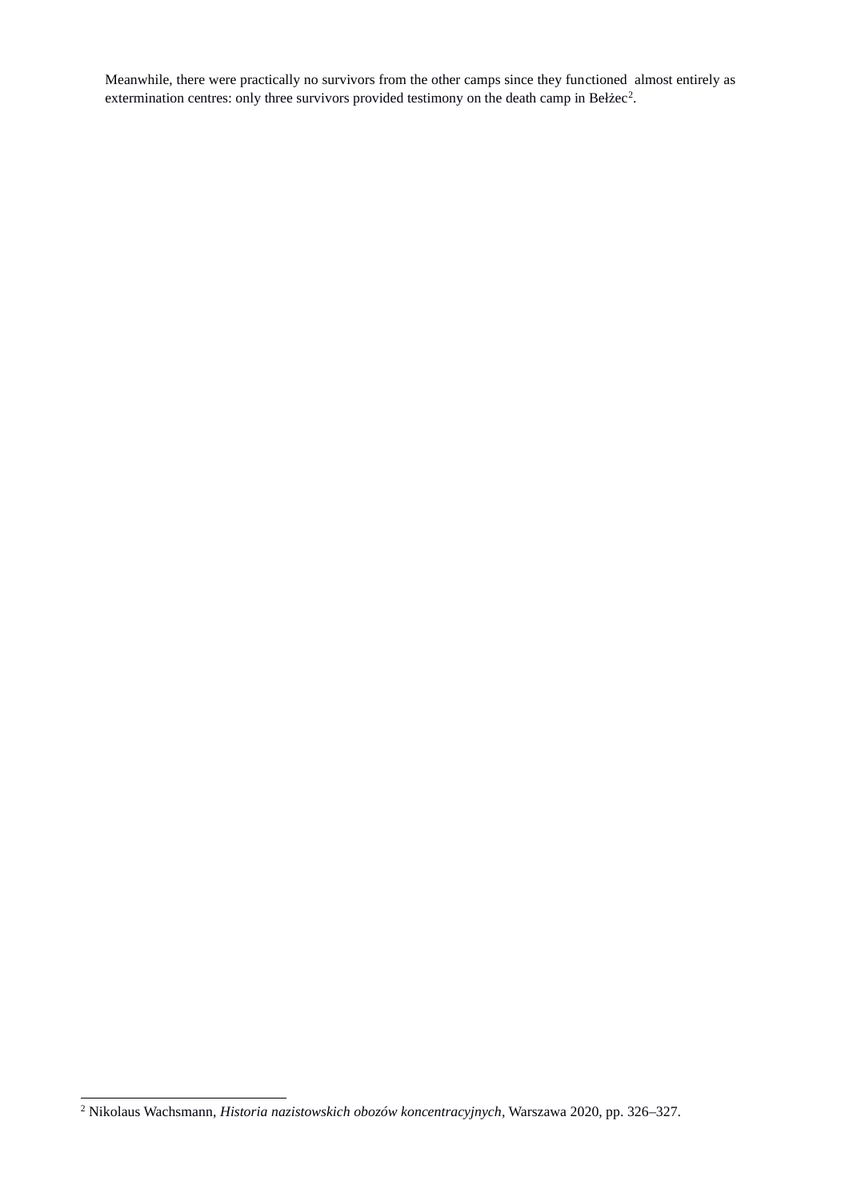Meanwhile, there were practically no survivors from the other camps since they functioned almost entirely as extermination centres: only three survivors provided testimony on the death camp in Bełżec[2].

[2] Nikolaus Wachsmann, *Historia nazistowskich obozów koncentracyjnych*, Warszawa 2020, pp. 326–327.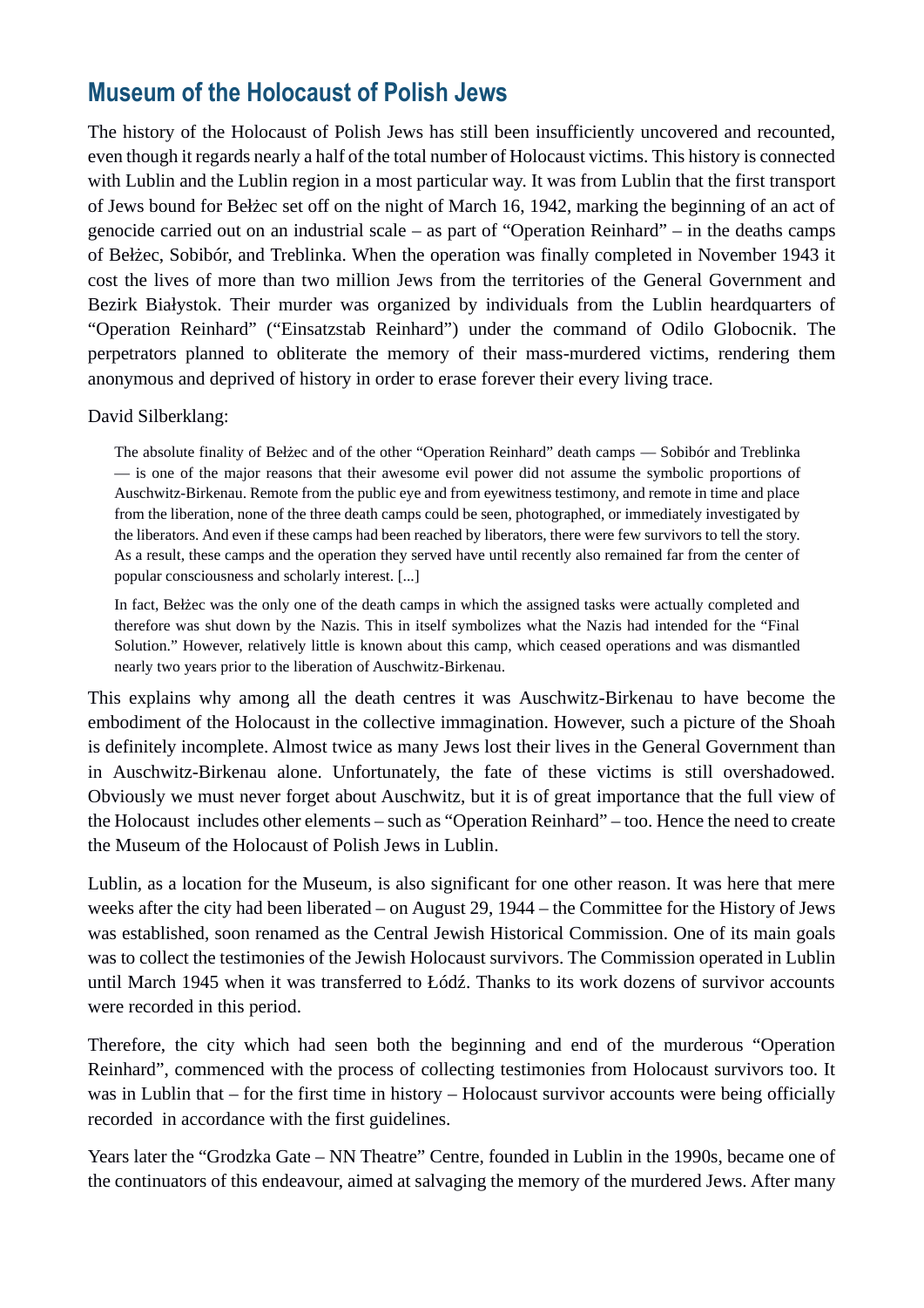## Museum of the Holocaust of Polish Jews

The history of the Holocaust of Polish Jews has still been insufficiently uncovered and recounted, even though it regards nearly a half of the total number of Holocaust victims. This history is connected with Lublin and the Lublin region in a most particular way. It was from Lublin that the first transport of Jews bound for Bełżec set off on the night of March 16, 1942, marking the beginning of an act of genocide carried out on an industrial scale – as part of "Operation Reinhard" – in the deaths camps of Bełżec, Sobibór, and Treblinka. When the operation was finally completed in November 1943 it cost the lives of more than two million Jews from the territories of the General Government and Bezirk Białystok. Their murder was organized by individuals from the Lublin heardquarters of "Operation Reinhard" ("Einsatzstab Reinhard") under the command of Odilo Globocnik. The perpetrators planned to obliterate the memory of their mass-murdered victims, rendering them anonymous and deprived of history in order to erase forever their every living trace.

David Silberklang:

> The absolute finality of Bełżec and of the other "Operation Reinhard" death camps — Sobibór and Treblinka — is one of the major reasons that their awesome evil power did not assume the symbolic proportions of Auschwitz-Birkenau. Remote from the public eye and from eyewitness testimony, and remote in time and place from the liberation, none of the three death camps could be seen, photographed, or immediately investigated by the liberators. And even if these camps had been reached by liberators, there were few survivors to tell the story. As a result, these camps and the operation they served have until recently also remained far from the center of popular consciousness and scholarly interest. [...]
>
> In fact, Bełżec was the only one of the death camps in which the assigned tasks were actually completed and therefore was shut down by the Nazis. This in itself symbolizes what the Nazis had intended for the "Final Solution." However, relatively little is known about this camp, which ceased operations and was dismantled nearly two years prior to the liberation of Auschwitz-Birkenau.

This explains why among all the death centres it was Auschwitz-Birkenau to have become the embodiment of the Holocaust in the collective immagination. However, such a picture of the Shoah is definitely incomplete. Almost twice as many Jews lost their lives in the General Government than in Auschwitz-Birkenau alone. Unfortunately, the fate of these victims is still overshadowed. Obviously we must never forget about Auschwitz, but it is of great importance that the full view of the Holocaust includes other elements – such as "Operation Reinhard" – too. Hence the need to create the Museum of the Holocaust of Polish Jews in Lublin.

Lublin, as a location for the Museum, is also significant for one other reason. It was here that mere weeks after the city had been liberated – on August 29, 1944 – the Committee for the History of Jews was established, soon renamed as the Central Jewish Historical Commission. One of its main goals was to collect the testimonies of the Jewish Holocaust survivors. The Commission operated in Lublin until March 1945 when it was transferred to Łódź. Thanks to its work dozens of survivor accounts were recorded in this period.

Therefore, the city which had seen both the beginning and end of the murderous "Operation Reinhard", commenced with the process of collecting testimonies from Holocaust survivors too. It was in Lublin that – for the first time in history – Holocaust survivor accounts were being officially recorded in accordance with the first guidelines.

Years later the "Grodzka Gate – NN Theatre" Centre, founded in Lublin in the 1990s, became one of the continuators of this endeavour, aimed at salvaging the memory of the murdered Jews. After many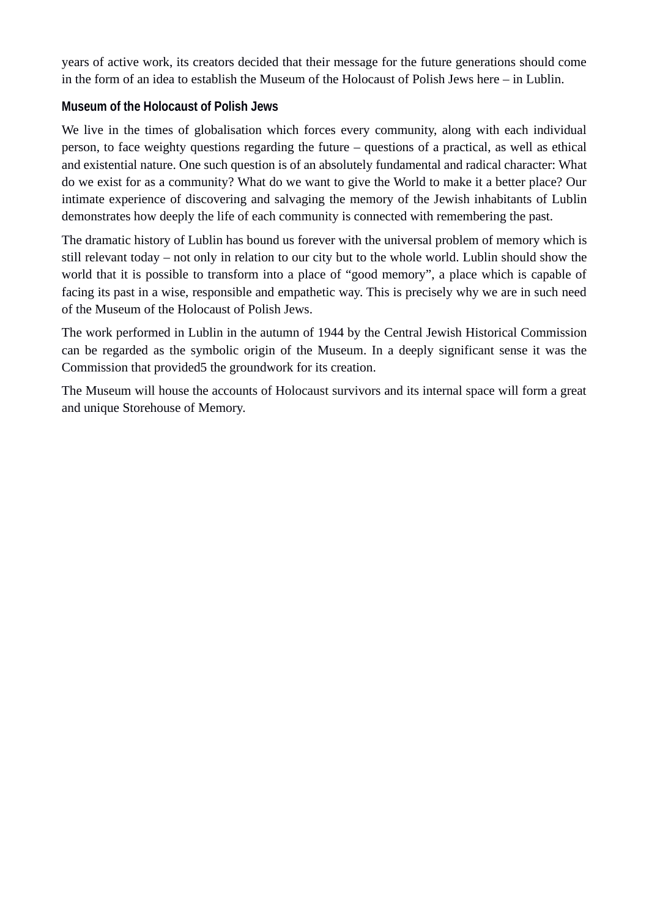years of active work, its creators decided that their message for the future generations should come in the form of an idea to establish the Museum of the Holocaust of Polish Jews here – in Lublin.

## Museum of the Holocaust of Polish Jews

We live in the times of globalisation which forces every community, along with each individual person, to face weighty questions regarding the future – questions of a practical, as well as ethical and existential nature. One such question is of an absolutely fundamental and radical character: What do we exist for as a community? What do we want to give the World to make it a better place? Our intimate experience of discovering and salvaging the memory of the Jewish inhabitants of Lublin demonstrates how deeply the life of each community is connected with remembering the past.

The dramatic history of Lublin has bound us forever with the universal problem of memory which is still relevant today – not only in relation to our city but to the whole world. Lublin should show the world that it is possible to transform into a place of "good memory", a place which is capable of facing its past in a wise, responsible and empathetic way. This is precisely why we are in such need of the Museum of the Holocaust of Polish Jews.

The work performed in Lublin in the autumn of 1944 by the Central Jewish Historical Commission can be regarded as the symbolic origin of the Museum. In a deeply significant sense it was the Commission that provided5 the groundwork for its creation.

The Museum will house the accounts of Holocaust survivors and its internal space will form a great and unique Storehouse of Memory.